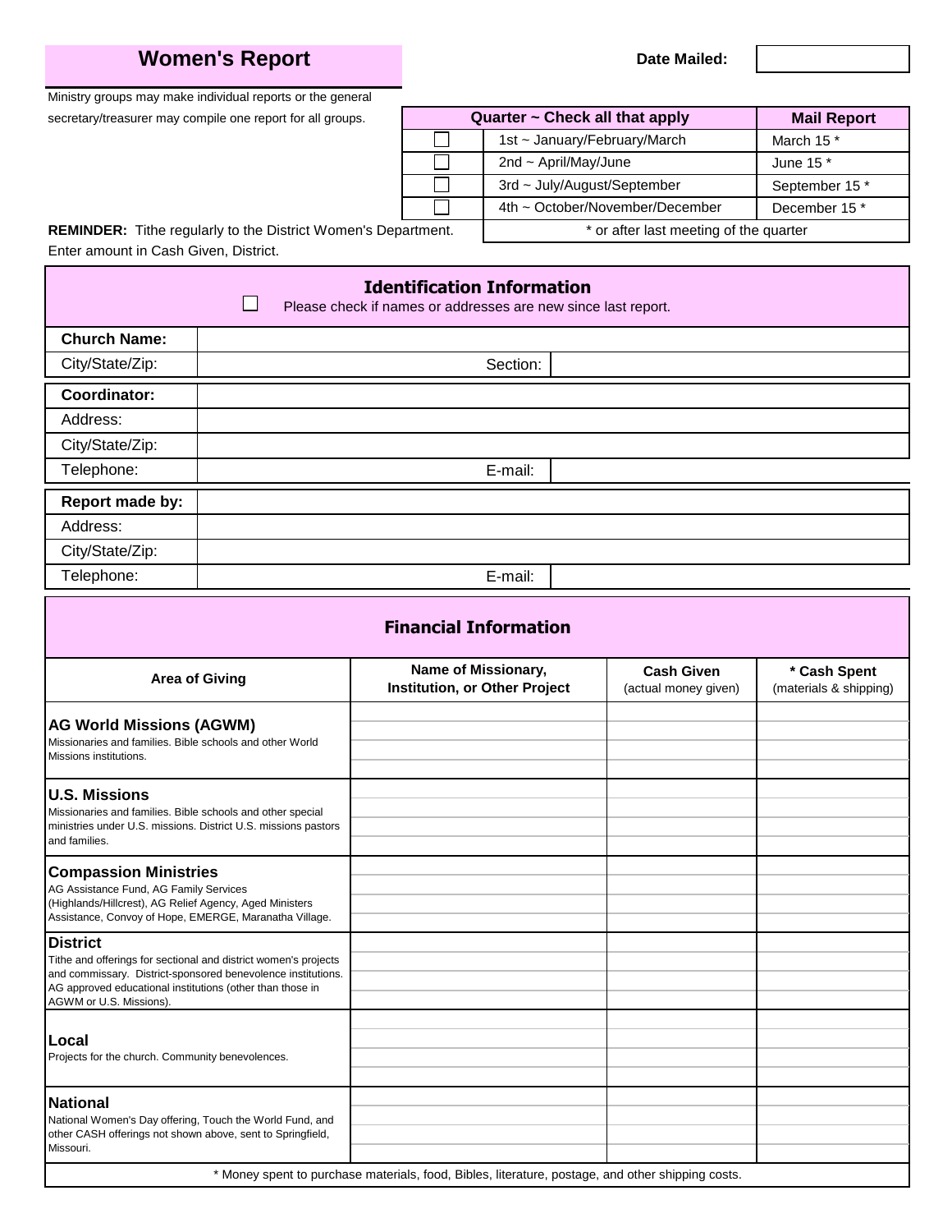# Women's Report

**Date Mailed:**

Ministry groups may make individual reports or the general secretary/treasurer may compile one report for all groups.

| Quarter ~ Check all that apply | | Mail Report |
|---|---|---|
| ☐ | 1st ~ January/February/March | March 15 * |
| ☐ | 2nd ~ April/May/June | June 15 * |
| ☐ | 3rd ~ July/August/September | September 15 * |
| ☐ | 4th ~ October/November/December | December 15 * |
| | * or after last meeting of the quarter | |

**REMINDER:** Tithe regularly to the District Women's Department. Enter amount in Cash Given, District.

## Identification Information

☐ Please check if names or addresses are new since last report.

| | | | |
|---|---|---|---|
| **Church Name:** | | | |
| City/State/Zip: | | Section: | |
| **Coordinator:** | | | |
| Address: | | | |
| City/State/Zip: | | | |
| Telephone: | | E-mail: | |
| **Report made by:** | | | |
| Address: | | | |
| City/State/Zip: | | | |
| Telephone: | | E-mail: | |

## Financial Information

| Area of Giving | Name of Missionary, Institution, or Other Project | Cash Given (actual money given) | * Cash Spent (materials & shipping) |
|---|---|---|---|
| **AG World Missions (AGWM)** Missionaries and families. Bible schools and other World Missions institutions. | | | |
| **U.S. Missions** Missionaries and families. Bible schools and other special ministries under U.S. missions. District U.S. missions pastors and families. | | | |
| **Compassion Ministries** AG Assistance Fund, AG Family Services (Highlands/Hillcrest), AG Relief Agency, Aged Ministers Assistance, Convoy of Hope, EMERGE, Maranatha Village. | | | |
| **District** Tithe and offerings for sectional and district women's projects and commissary. District-sponsored benevolence institutions. AG approved educational institutions (other than those in AGWM or U.S. Missions). | | | |
| **Local** Projects for the church. Community benevolences. | | | |
| **National** National Women's Day offering, Touch the World Fund, and other CASH offerings not shown above, sent to Springfield, Missouri. | | | |

* Money spent to purchase materials, food, Bibles, literature, postage, and other shipping costs.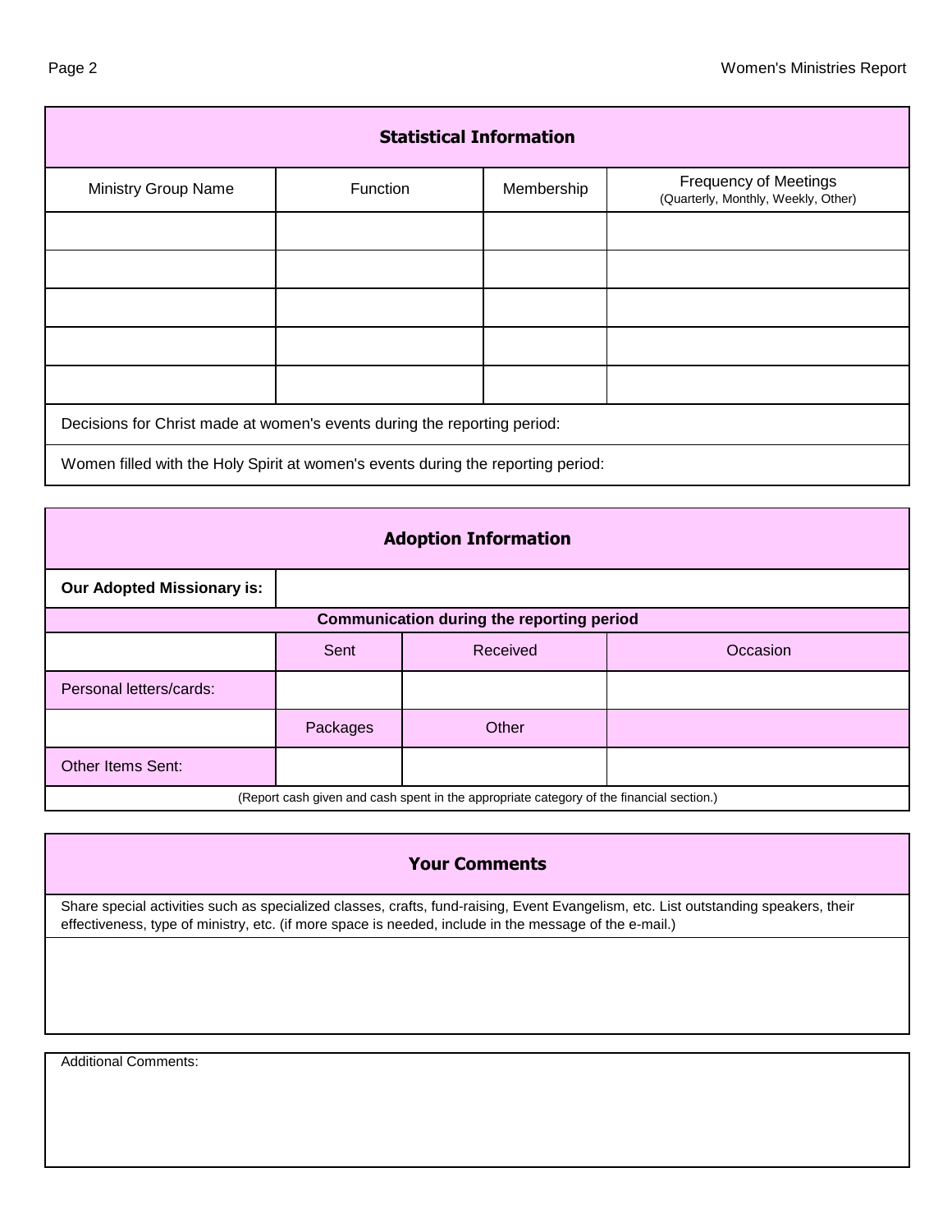## Statistical Information

| Ministry Group Name | Function | Membership | Frequency of Meetings (Quarterly, Monthly, Weekly, Other) |
|---|---|---|---|
| | | | |
| | | | |
| | | | |
| | | | |
| | | | |

Decisions for Christ made at women's events during the reporting period:

Women filled with the Holy Spirit at women's events during the reporting period:

## Adoption Information

| | | | |
|---|---|---|---|
| **Our Adopted Missionary is:** | | | |
| **Communication during the reporting period** | | | |
| | Sent | Received | Occasion |
| Personal letters/cards: | | | |
| | Packages | Other | |
| Other Items Sent: | | | |

(Report cash given and cash spent in the appropriate category of the financial section.)

## Your Comments

Share special activities such as specialized classes, crafts, fund-raising, Event Evangelism, etc. List outstanding speakers, their effectiveness, type of ministry, etc. (if more space is needed, include in the message of the e-mail.)

Additional Comments: